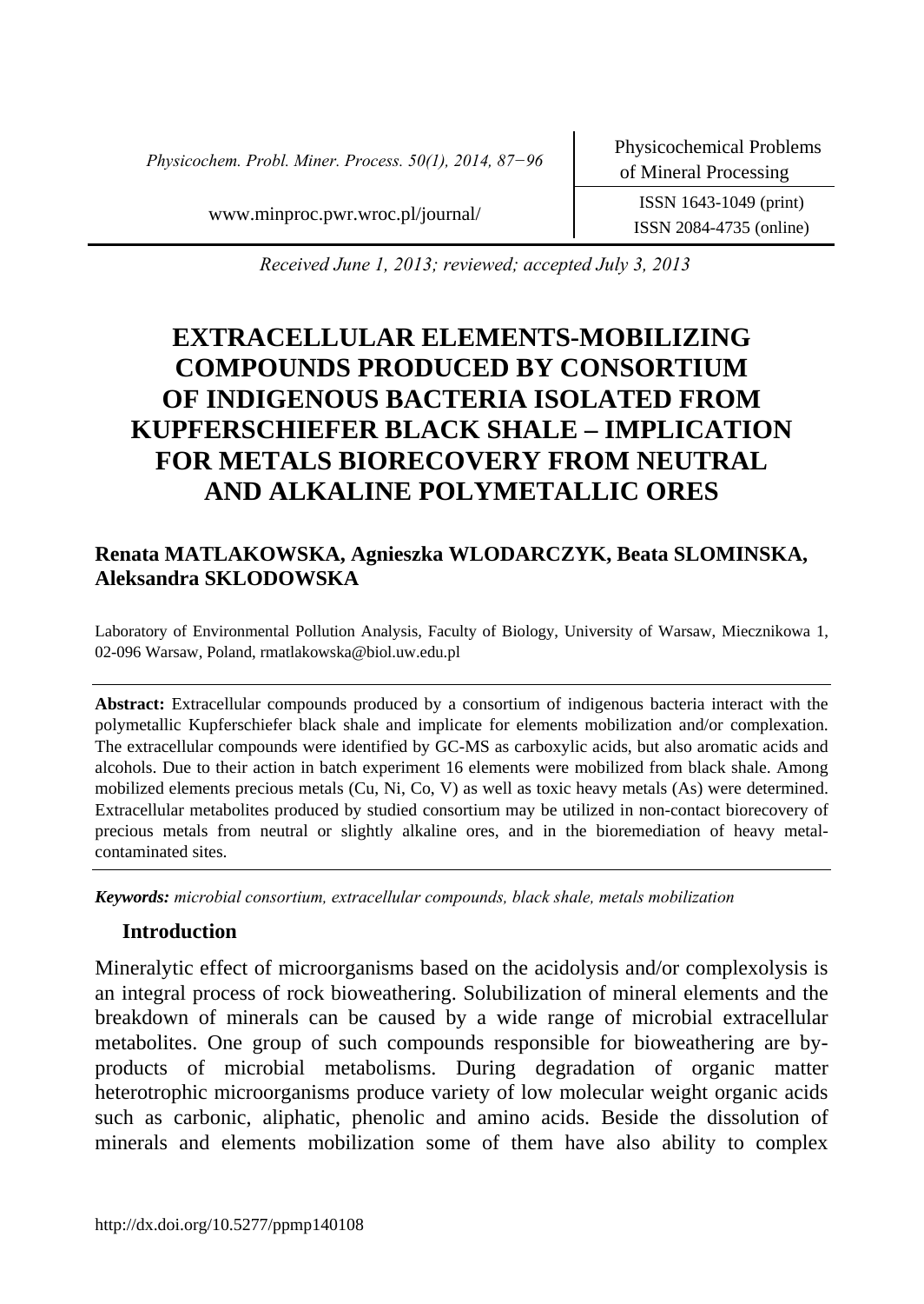Received June 1, 2013; reviewed; accepted July 3, 2013

# EXTRACELLULAR ELEMENTS-MOBILIZING COMPOUNDS PRODUCED BY CONSORTIUM OF INDIGENOUS BACTERIA ISOLATED FROM KUPFERSCHIEFER BLACK SHALE – IMPLICATION FOR METALS BIORECOVERY FROM NEUTRAL AND ALKALINE POLYMETALLIC ORES

**Renata MATLAKOWSKA, Agnieszka WLODARCZYK, Beata SLOMINSKA, Aleksandra SKLODOWSKA**

Laboratory of Environmental Pollution Analysis, Faculty of Biology, University of Warsaw, Miecznikowa 1, 02-096 Warsaw, Poland, rmatlakowska@biol.uw.edu.pl

**Abstract:** Extracellular compounds produced by a consortium of indigenous bacteria interact with the polymetallic Kupferschiefer black shale and implicate for elements mobilization and/or complexation. The extracellular compounds were identified by GC-MS as carboxylic acids, but also aromatic acids and alcohols. Due to their action in batch experiment 16 elements were mobilized from black shale. Among mobilized elements precious metals (Cu, Ni, Co, V) as well as toxic heavy metals (As) were determined. Extracellular metabolites produced by studied consortium may be utilized in non-contact biorecovery of precious metals from neutral or slightly alkaline ores, and in the bioremediation of heavy metal-contaminated sites.

***Keywords:*** *microbial consortium, extracellular compounds, black shale, metals mobilization*

## Introduction

Mineralytic effect of microorganisms based on the acidolysis and/or complexolysis is an integral process of rock bioweathering. Solubilization of mineral elements and the breakdown of minerals can be caused by a wide range of microbial extracellular metabolites. One group of such compounds responsible for bioweathering are by-products of microbial metabolisms. During degradation of organic matter heterotrophic microorganisms produce variety of low molecular weight organic acids such as carbonic, aliphatic, phenolic and amino acids. Beside the dissolution of minerals and elements mobilization some of them have also ability to complex

http://dx.doi.org/10.5277/ppmp140108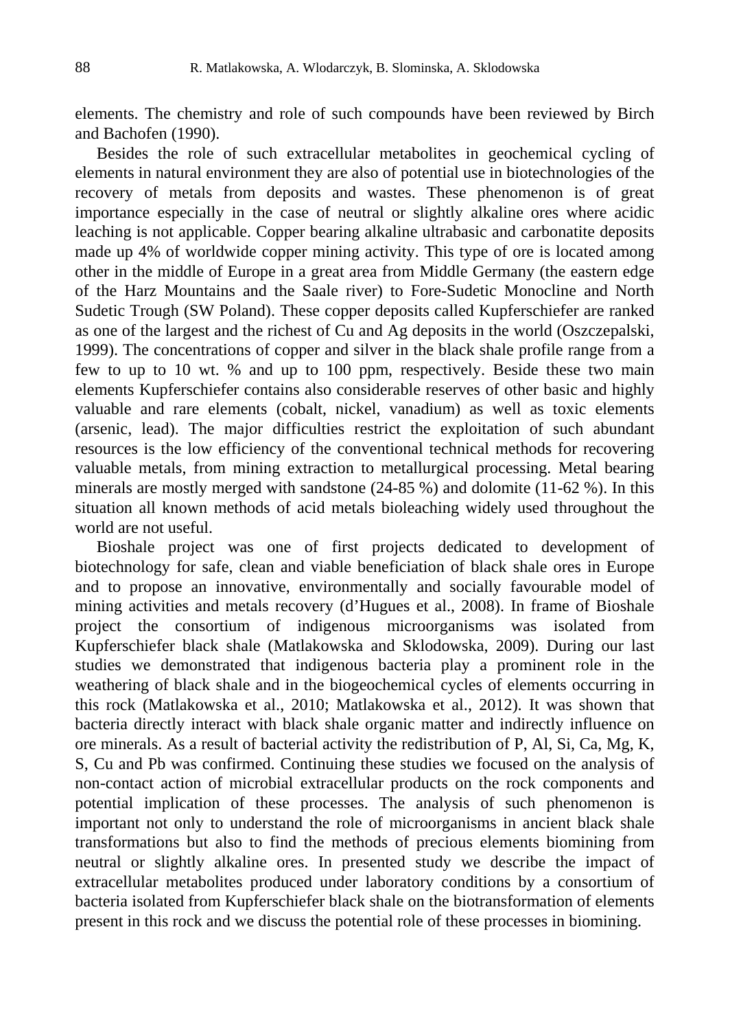elements. The chemistry and role of such compounds have been reviewed by Birch and Bachofen (1990).

Besides the role of such extracellular metabolites in geochemical cycling of elements in natural environment they are also of potential use in biotechnologies of the recovery of metals from deposits and wastes. These phenomenon is of great importance especially in the case of neutral or slightly alkaline ores where acidic leaching is not applicable. Copper bearing alkaline ultrabasic and carbonatite deposits made up 4% of worldwide copper mining activity. This type of ore is located among other in the middle of Europe in a great area from Middle Germany (the eastern edge of the Harz Mountains and the Saale river) to Fore-Sudetic Monocline and North Sudetic Trough (SW Poland). These copper deposits called Kupferschiefer are ranked as one of the largest and the richest of Cu and Ag deposits in the world (Oszczepalski, 1999). The concentrations of copper and silver in the black shale profile range from a few to up to 10 wt. % and up to 100 ppm, respectively. Beside these two main elements Kupferschiefer contains also considerable reserves of other basic and highly valuable and rare elements (cobalt, nickel, vanadium) as well as toxic elements (arsenic, lead). The major difficulties restrict the exploitation of such abundant resources is the low efficiency of the conventional technical methods for recovering valuable metals, from mining extraction to metallurgical processing. Metal bearing minerals are mostly merged with sandstone (24-85 %) and dolomite (11-62 %). In this situation all known methods of acid metals bioleaching widely used throughout the world are not useful.

Bioshale project was one of first projects dedicated to development of biotechnology for safe, clean and viable beneficiation of black shale ores in Europe and to propose an innovative, environmentally and socially favourable model of mining activities and metals recovery (d'Hugues et al., 2008). In frame of Bioshale project the consortium of indigenous microorganisms was isolated from Kupferschiefer black shale (Matlakowska and Sklodowska, 2009). During our last studies we demonstrated that indigenous bacteria play a prominent role in the weathering of black shale and in the biogeochemical cycles of elements occurring in this rock (Matlakowska et al., 2010; Matlakowska et al., 2012). It was shown that bacteria directly interact with black shale organic matter and indirectly influence on ore minerals. As a result of bacterial activity the redistribution of P, Al, Si, Ca, Mg, K, S, Cu and Pb was confirmed. Continuing these studies we focused on the analysis of non-contact action of microbial extracellular products on the rock components and potential implication of these processes. The analysis of such phenomenon is important not only to understand the role of microorganisms in ancient black shale transformations but also to find the methods of precious elements biomining from neutral or slightly alkaline ores. In presented study we describe the impact of extracellular metabolites produced under laboratory conditions by a consortium of bacteria isolated from Kupferschiefer black shale on the biotransformation of elements present in this rock and we discuss the potential role of these processes in biomining.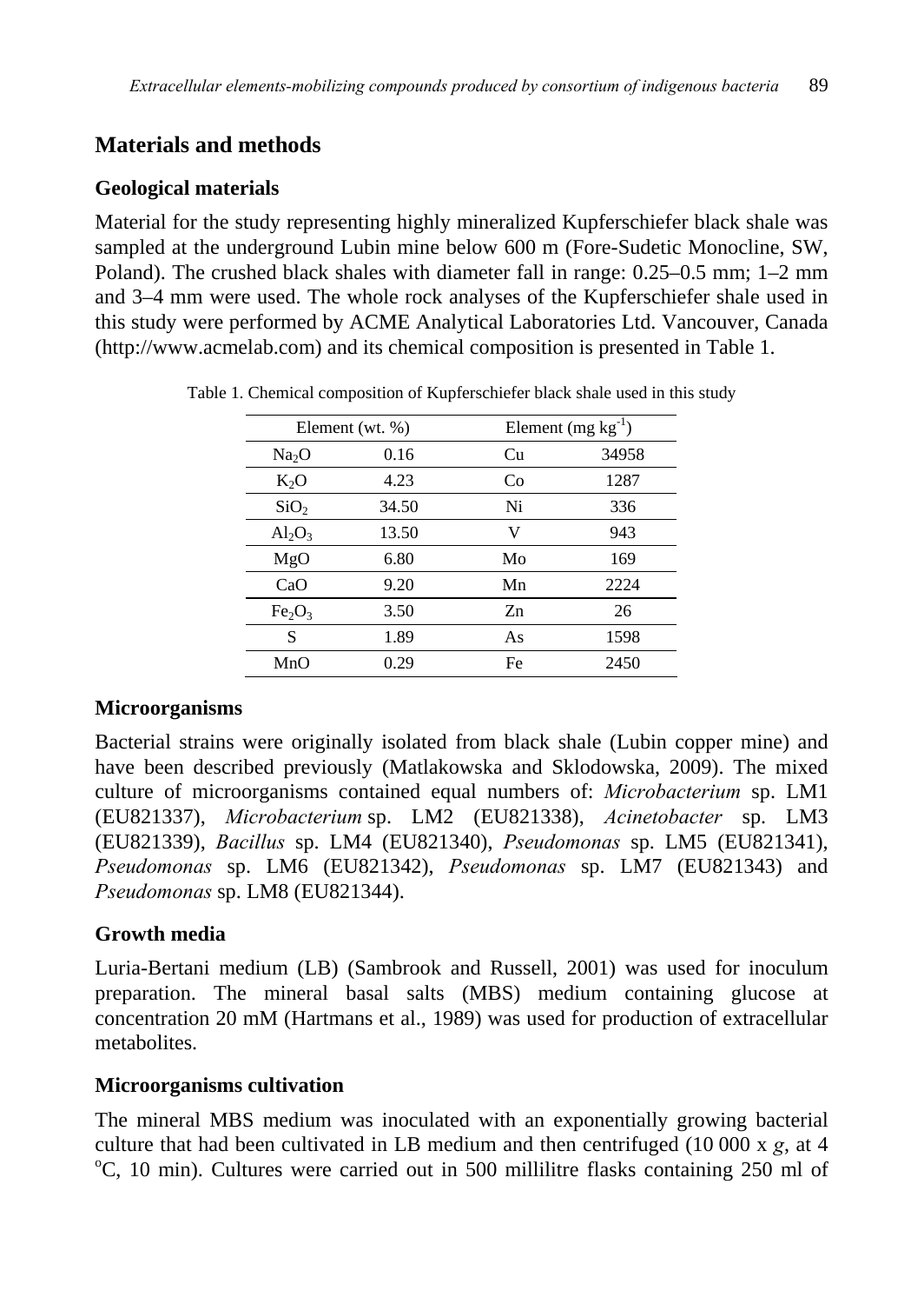## Materials and methods

### Geological materials

Material for the study representing highly mineralized Kupferschiefer black shale was sampled at the underground Lubin mine below 600 m (Fore-Sudetic Monocline, SW, Poland). The crushed black shales with diameter fall in range: 0.25–0.5 mm; 1–2 mm and 3–4 mm were used. The whole rock analyses of the Kupferschiefer shale used in this study were performed by ACME Analytical Laboratories Ltd. Vancouver, Canada (http://www.acmelab.com) and its chemical composition is presented in Table 1.

Table 1. Chemical composition of Kupferschiefer black shale used in this study

| Element (wt. %) | | Element (mg $kg^{-1}$) | |
|---|---|---|---|
| $Na_2O$ | 0.16 | Cu | 34958 |
| $K_2O$ | 4.23 | Co | 1287 |
| $SiO_2$ | 34.50 | Ni | 336 |
| $Al_2O_3$ | 13.50 | V | 943 |
| MgO | 6.80 | Mo | 169 |
| CaO | 9.20 | Mn | 2224 |
| $Fe_2O_3$ | 3.50 | Zn | 26 |
| S | 1.89 | As | 1598 |
| MnO | 0.29 | Fe | 2450 |

### Microorganisms

Bacterial strains were originally isolated from black shale (Lubin copper mine) and have been described previously (Matlakowska and Sklodowska, 2009). The mixed culture of microorganisms contained equal numbers of: *Microbacterium* sp. LM1 (EU821337), *Microbacterium* sp. LM2 (EU821338), *Acinetobacter* sp. LM3 (EU821339), *Bacillus* sp. LM4 (EU821340), *Pseudomonas* sp. LM5 (EU821341), *Pseudomonas* sp. LM6 (EU821342), *Pseudomonas* sp. LM7 (EU821343) and *Pseudomonas* sp. LM8 (EU821344).

### Growth media

Luria-Bertani medium (LB) (Sambrook and Russell, 2001) was used for inoculum preparation. The mineral basal salts (MBS) medium containing glucose at concentration 20 mM (Hartmans et al., 1989) was used for production of extracellular metabolites.

### Microorganisms cultivation

The mineral MBS medium was inoculated with an exponentially growing bacterial culture that had been cultivated in LB medium and then centrifuged (10 000 x *g*, at 4 $^{o}C$, 10 min). Cultures were carried out in 500 millilitre flasks containing 250 ml of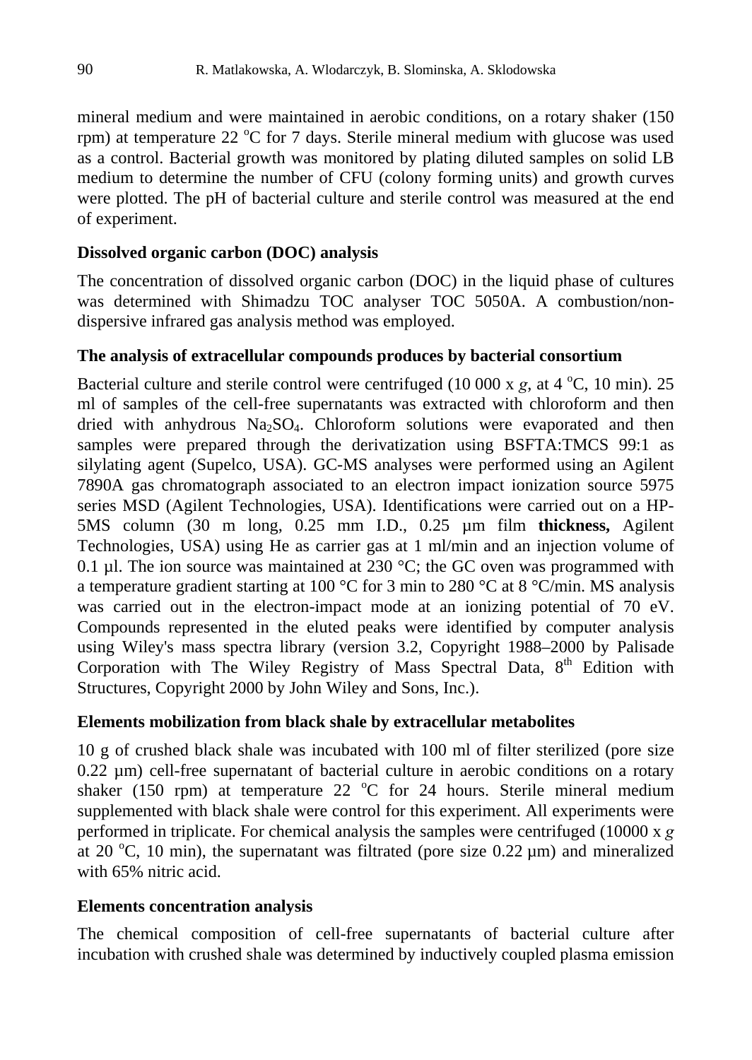mineral medium and were maintained in aerobic conditions, on a rotary shaker (150 rpm) at temperature 22 °C for 7 days. Sterile mineral medium with glucose was used as a control. Bacterial growth was monitored by plating diluted samples on solid LB medium to determine the number of CFU (colony forming units) and growth curves were plotted. The pH of bacterial culture and sterile control was measured at the end of experiment.

### Dissolved organic carbon (DOC) analysis

The concentration of dissolved organic carbon (DOC) in the liquid phase of cultures was determined with Shimadzu TOC analyser TOC 5050A. A combustion/non-dispersive infrared gas analysis method was employed.

### The analysis of extracellular compounds produces by bacterial consortium

Bacterial culture and sterile control were centrifuged (10 000 x *g*, at 4 °C, 10 min). 25 ml of samples of the cell-free supernatants was extracted with chloroform and then dried with anhydrous $Na_2SO_4$. Chloroform solutions were evaporated and then samples were prepared through the derivatization using BSFTA:TMCS 99:1 as silylating agent (Supelco, USA). GC-MS analyses were performed using an Agilent 7890A gas chromatograph associated to an electron impact ionization source 5975 series MSD (Agilent Technologies, USA). Identifications were carried out on a HP-5MS column (30 m long, 0.25 mm I.D., 0.25 µm film **thickness,** Agilent Technologies, USA) using He as carrier gas at 1 ml/min and an injection volume of 0.1 µl. The ion source was maintained at 230 °C; the GC oven was programmed with a temperature gradient starting at 100 °C for 3 min to 280 °C at 8 °C/min. MS analysis was carried out in the electron-impact mode at an ionizing potential of 70 eV. Compounds represented in the eluted peaks were identified by computer analysis using Wiley's mass spectra library (version 3.2, Copyright 1988–2000 by Palisade Corporation with The Wiley Registry of Mass Spectral Data, 8th Edition with Structures, Copyright 2000 by John Wiley and Sons, Inc.).

### Elements mobilization from black shale by extracellular metabolites

10 g of crushed black shale was incubated with 100 ml of filter sterilized (pore size 0.22 µm) cell-free supernatant of bacterial culture in aerobic conditions on a rotary shaker (150 rpm) at temperature 22 °C for 24 hours. Sterile mineral medium supplemented with black shale were control for this experiment. All experiments were performed in triplicate. For chemical analysis the samples were centrifuged (10000 x *g* at 20 °C, 10 min), the supernatant was filtrated (pore size 0.22 µm) and mineralized with 65% nitric acid.

### Elements concentration analysis

The chemical composition of cell-free supernatants of bacterial culture after incubation with crushed shale was determined by inductively coupled plasma emission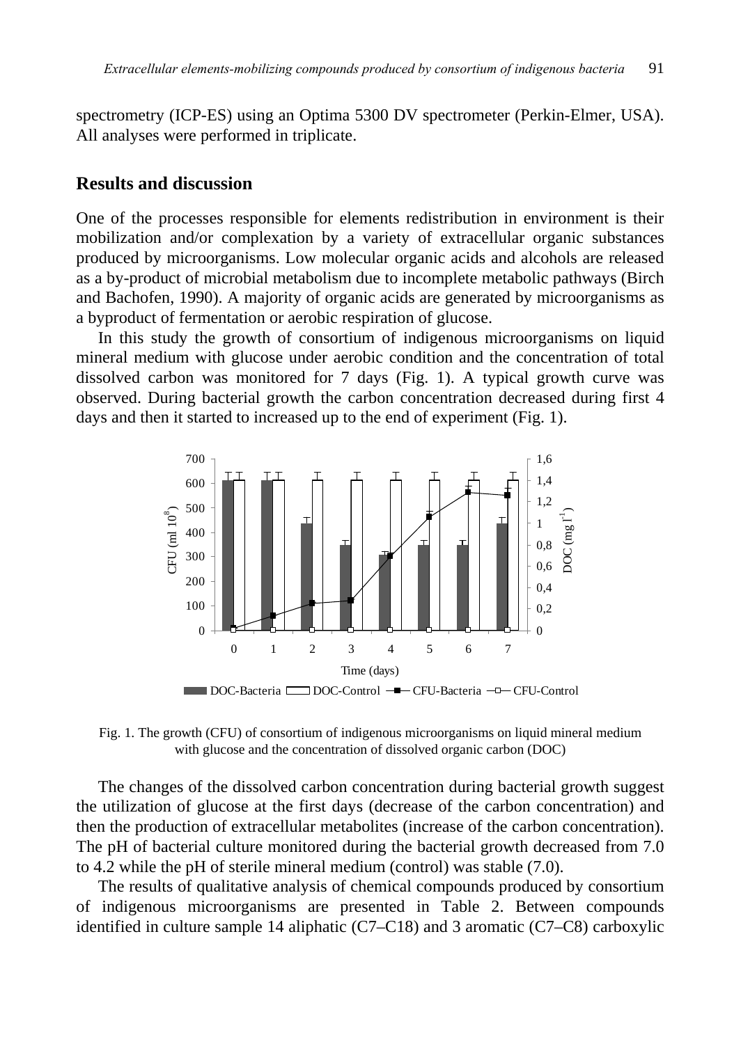spectrometry (ICP-ES) using an Optima 5300 DV spectrometer (Perkin-Elmer, USA). All analyses were performed in triplicate.

## Results and discussion

One of the processes responsible for elements redistribution in environment is their mobilization and/or complexation by a variety of extracellular organic substances produced by microorganisms. Low molecular organic acids and alcohols are released as a by-product of microbial metabolism due to incomplete metabolic pathways (Birch and Bachofen, 1990). A majority of organic acids are generated by microorganisms as a byproduct of fermentation or aerobic respiration of glucose.

In this study the growth of consortium of indigenous microorganisms on liquid mineral medium with glucose under aerobic condition and the concentration of total dissolved carbon was monitored for 7 days (Fig. 1). A typical growth curve was observed. During bacterial growth the carbon concentration decreased during first 4 days and then it started to increased up to the end of experiment (Fig. 1).

Fig. 1. The growth (CFU) of consortium of indigenous microorganisms on liquid mineral medium with glucose and the concentration of dissolved organic carbon (DOC)

The changes of the dissolved carbon concentration during bacterial growth suggest the utilization of glucose at the first days (decrease of the carbon concentration) and then the production of extracellular metabolites (increase of the carbon concentration). The pH of bacterial culture monitored during the bacterial growth decreased from 7.0 to 4.2 while the pH of sterile mineral medium (control) was stable (7.0).

The results of qualitative analysis of chemical compounds produced by consortium of indigenous microorganisms are presented in Table 2. Between compounds identified in culture sample 14 aliphatic (C7–C18) and 3 aromatic (C7–C8) carboxylic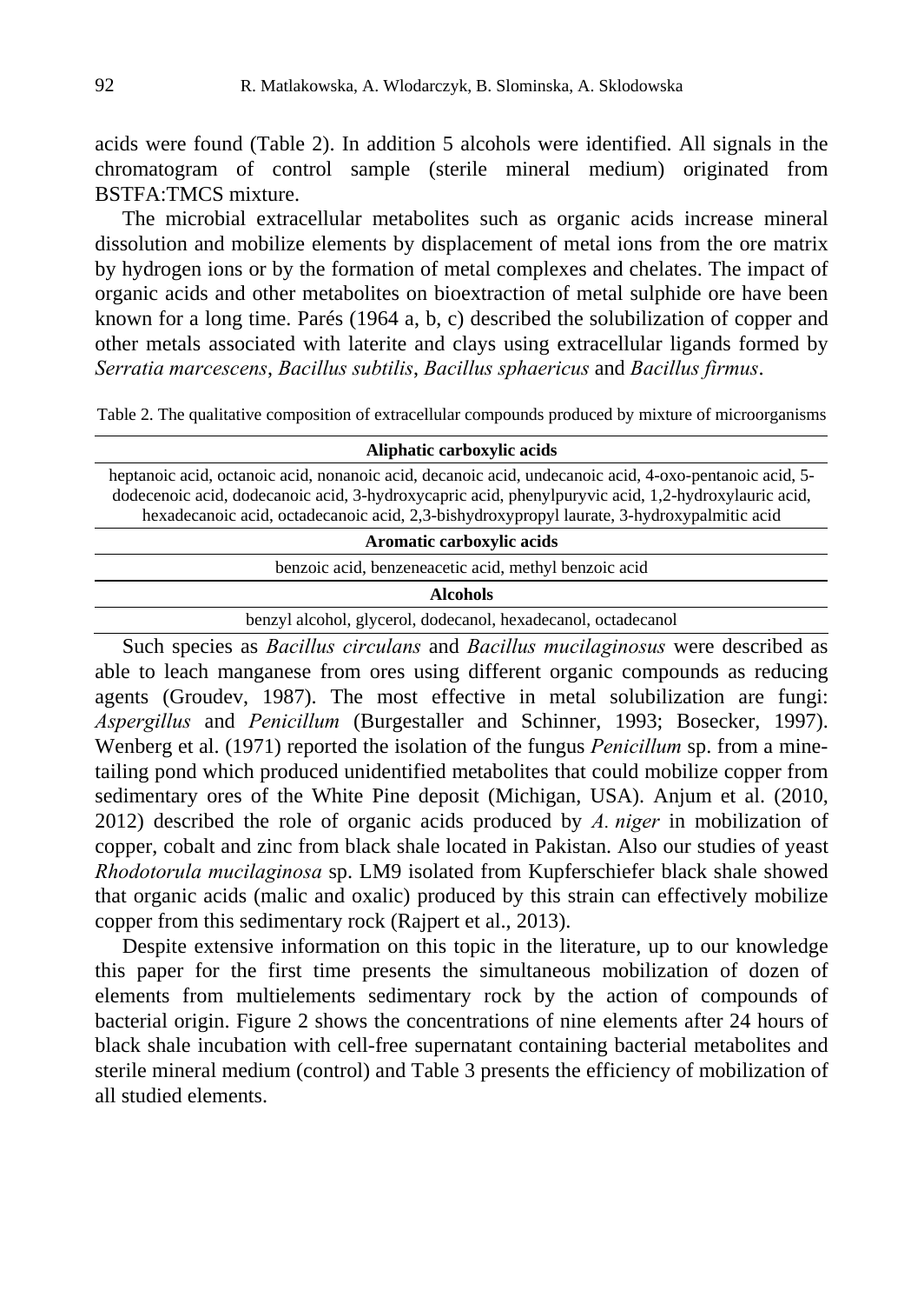acids were found (Table 2). In addition 5 alcohols were identified. All signals in the chromatogram of control sample (sterile mineral medium) originated from BSTFA:TMCS mixture.

The microbial extracellular metabolites such as organic acids increase mineral dissolution and mobilize elements by displacement of metal ions from the ore matrix by hydrogen ions or by the formation of metal complexes and chelates. The impact of organic acids and other metabolites on bioextraction of metal sulphide ore have been known for a long time. Parés (1964 a, b, c) described the solubilization of copper and other metals associated with laterite and clays using extracellular ligands formed by *Serratia marcescens*, *Bacillus subtilis*, *Bacillus sphaericus* and *Bacillus firmus*.

Table 2. The qualitative composition of extracellular compounds produced by mixture of microorganisms

| **Aliphatic carboxylic acids** |
|---|
| heptanoic acid, octanoic acid, nonanoic acid, decanoic acid, undecanoic acid, 4-oxo-pentanoic acid, 5-dodecenoic acid, dodecanoic acid, 3-hydroxycapric acid, phenylpuryvic acid, 1,2-hydroxylauric acid, hexadecanoic acid, octadecanoic acid, 2,3-bishydroxypropyl laurate, 3-hydroxypalmitic acid |
| **Aromatic carboxylic acids** |
| benzoic acid, benzeneacetic acid, methyl benzoic acid |
| **Alcohols** |
| benzyl alcohol, glycerol, dodecanol, hexadecanol, octadecanol |

Such species as *Bacillus circulans* and *Bacillus mucilaginosus* were described as able to leach manganese from ores using different organic compounds as reducing agents (Groudev, 1987). The most effective in metal solubilization are fungi: *Aspergillus* and *Penicillum* (Burgestaller and Schinner, 1993; Bosecker, 1997). Wenberg et al. (1971) reported the isolation of the fungus *Penicillum* sp. from a mine-tailing pond which produced unidentified metabolites that could mobilize copper from sedimentary ores of the White Pine deposit (Michigan, USA). Anjum et al. (2010, 2012) described the role of organic acids produced by *A. niger* in mobilization of copper, cobalt and zinc from black shale located in Pakistan. Also our studies of yeast *Rhodotorula mucilaginosa* sp. LM9 isolated from Kupferschiefer black shale showed that organic acids (malic and oxalic) produced by this strain can effectively mobilize copper from this sedimentary rock (Rajpert et al., 2013).

Despite extensive information on this topic in the literature, up to our knowledge this paper for the first time presents the simultaneous mobilization of dozen of elements from multielements sedimentary rock by the action of compounds of bacterial origin. Figure 2 shows the concentrations of nine elements after 24 hours of black shale incubation with cell-free supernatant containing bacterial metabolites and sterile mineral medium (control) and Table 3 presents the efficiency of mobilization of all studied elements.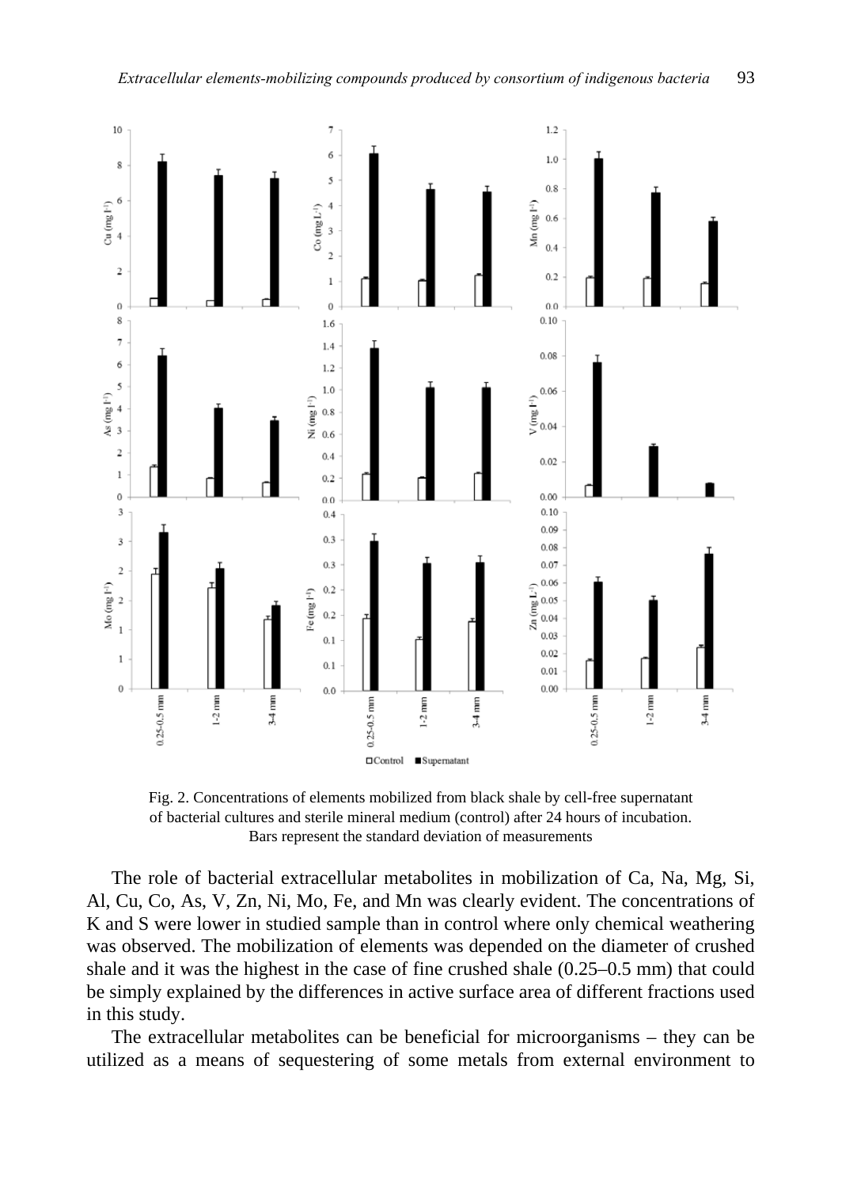Fig. 2. Concentrations of elements mobilized from black shale by cell-free supernatant of bacterial cultures and sterile mineral medium (control) after 24 hours of incubation. Bars represent the standard deviation of measurements

The role of bacterial extracellular metabolites in mobilization of Ca, Na, Mg, Si, Al, Cu, Co, As, V, Zn, Ni, Mo, Fe, and Mn was clearly evident. The concentrations of K and S were lower in studied sample than in control where only chemical weathering was observed. The mobilization of elements was depended on the diameter of crushed shale and it was the highest in the case of fine crushed shale (0.25–0.5 mm) that could be simply explained by the differences in active surface area of different fractions used in this study.

The extracellular metabolites can be beneficial for microorganisms – they can be utilized as a means of sequestering of some metals from external environment to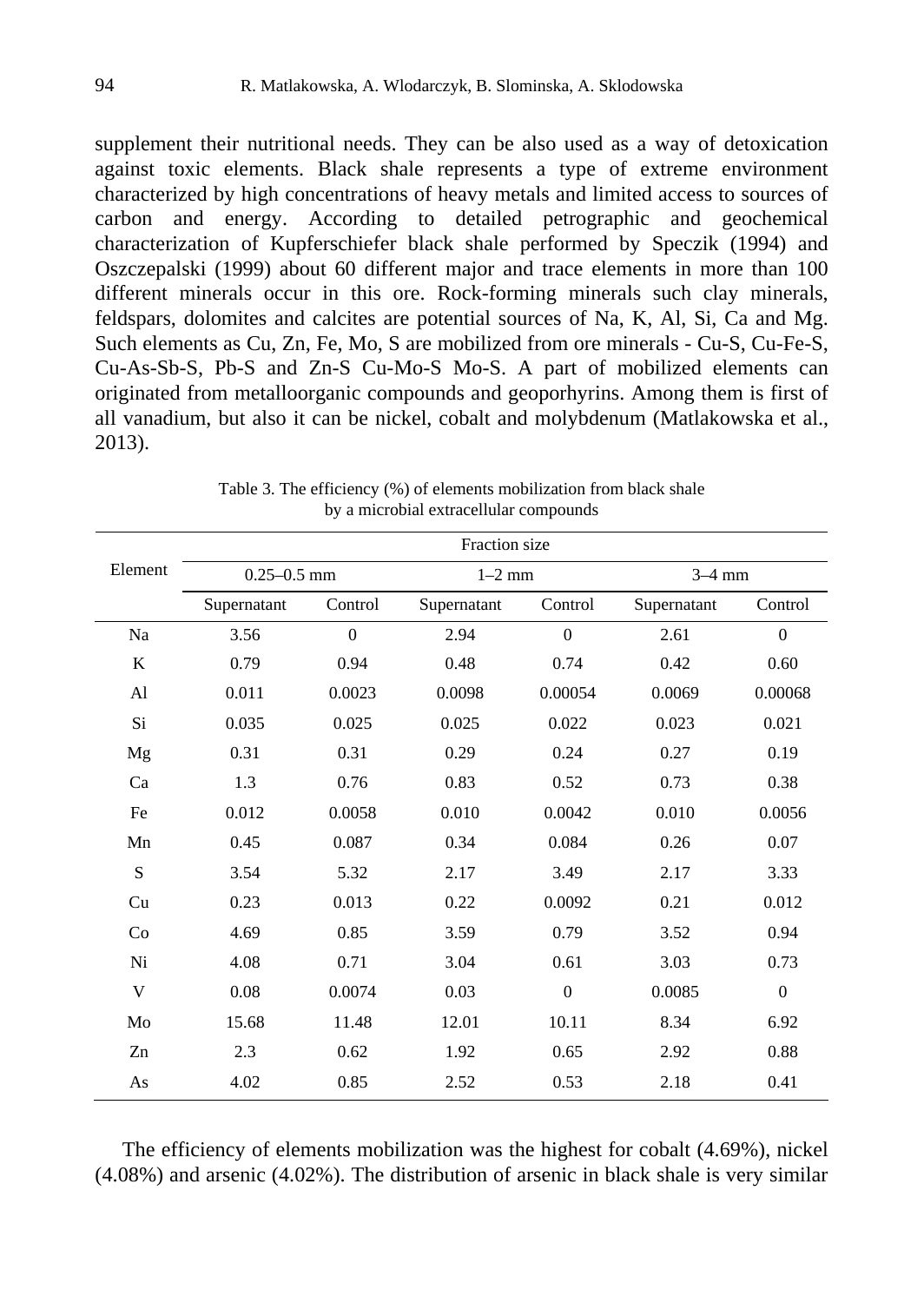supplement their nutritional needs. They can be also used as a way of detoxication against toxic elements. Black shale represents a type of extreme environment characterized by high concentrations of heavy metals and limited access to sources of carbon and energy. According to detailed petrographic and geochemical characterization of Kupferschiefer black shale performed by Speczik (1994) and Oszczepalski (1999) about 60 different major and trace elements in more than 100 different minerals occur in this ore. Rock-forming minerals such clay minerals, feldspars, dolomites and calcites are potential sources of Na, K, Al, Si, Ca and Mg. Such elements as Cu, Zn, Fe, Mo, S are mobilized from ore minerals - Cu-S, Cu-Fe-S, Cu-As-Sb-S, Pb-S and Zn-S Cu-Mo-S Mo-S. A part of mobilized elements can originated from metalloorganic compounds and geoporhyrins. Among them is first of all vanadium, but also it can be nickel, cobalt and molybdenum (Matlakowska et al., 2013).

Table 3. The efficiency (%) of elements mobilization from black shale by a microbial extracellular compounds

| Element | Fraction size | | | | | |
|---|---|---|---|---|---|---|
| | 0.25–0.5 mm | | 1–2 mm | | 3–4 mm | |
| | Supernatant | Control | Supernatant | Control | Supernatant | Control |
| Na | 3.56 | 0 | 2.94 | 0 | 2.61 | 0 |
| K | 0.79 | 0.94 | 0.48 | 0.74 | 0.42 | 0.60 |
| Al | 0.011 | 0.0023 | 0.0098 | 0.00054 | 0.0069 | 0.00068 |
| Si | 0.035 | 0.025 | 0.025 | 0.022 | 0.023 | 0.021 |
| Mg | 0.31 | 0.31 | 0.29 | 0.24 | 0.27 | 0.19 |
| Ca | 1.3 | 0.76 | 0.83 | 0.52 | 0.73 | 0.38 |
| Fe | 0.012 | 0.0058 | 0.010 | 0.0042 | 0.010 | 0.0056 |
| Mn | 0.45 | 0.087 | 0.34 | 0.084 | 0.26 | 0.07 |
| S | 3.54 | 5.32 | 2.17 | 3.49 | 2.17 | 3.33 |
| Cu | 0.23 | 0.013 | 0.22 | 0.0092 | 0.21 | 0.012 |
| Co | 4.69 | 0.85 | 3.59 | 0.79 | 3.52 | 0.94 |
| Ni | 4.08 | 0.71 | 3.04 | 0.61 | 3.03 | 0.73 |
| V | 0.08 | 0.0074 | 0.03 | 0 | 0.0085 | 0 |
| Mo | 15.68 | 11.48 | 12.01 | 10.11 | 8.34 | 6.92 |
| Zn | 2.3 | 0.62 | 1.92 | 0.65 | 2.92 | 0.88 |
| As | 4.02 | 0.85 | 2.52 | 0.53 | 2.18 | 0.41 |

The efficiency of elements mobilization was the highest for cobalt (4.69%), nickel (4.08%) and arsenic (4.02%). The distribution of arsenic in black shale is very similar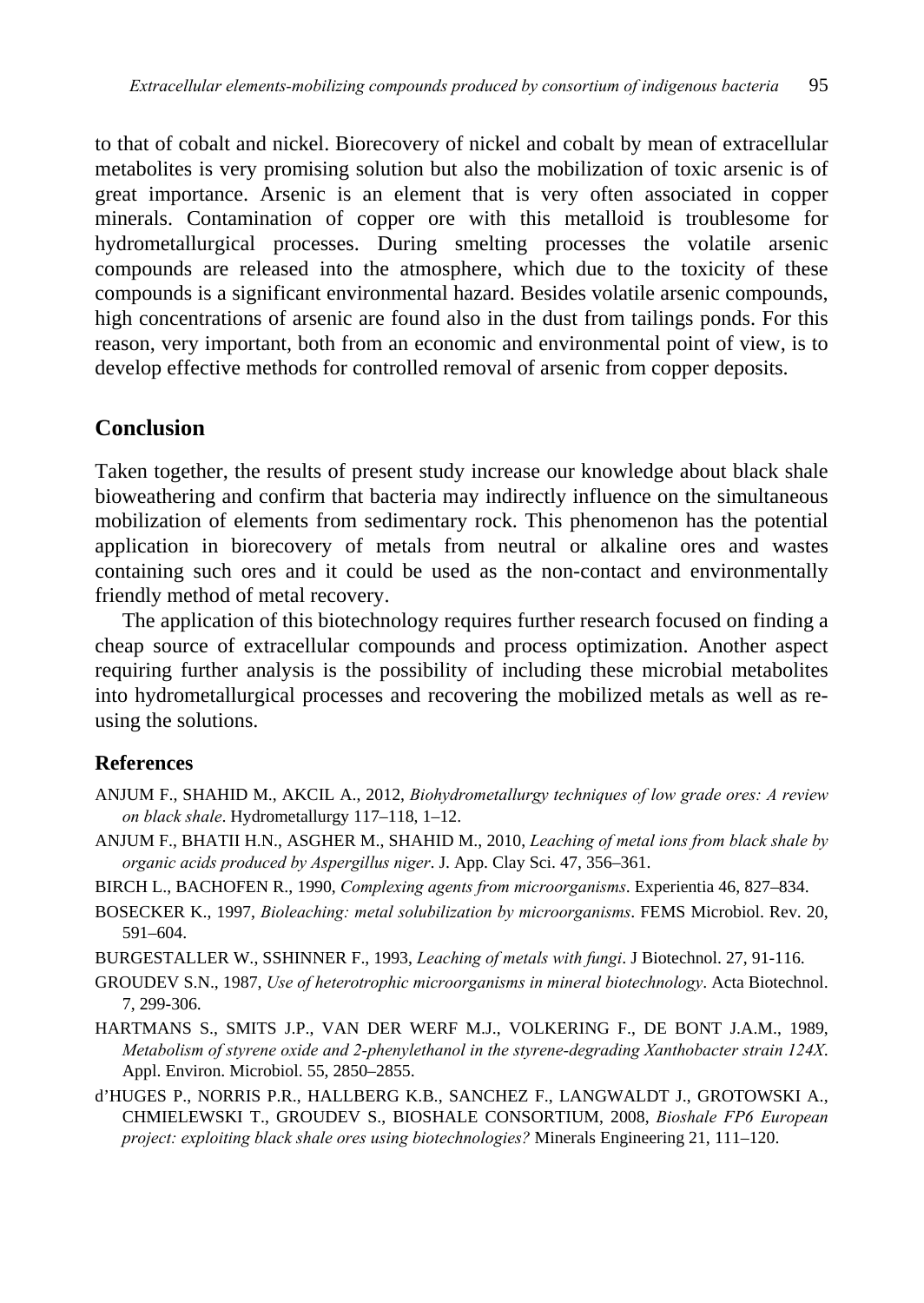to that of cobalt and nickel. Biorecovery of nickel and cobalt by mean of extracellular metabolites is very promising solution but also the mobilization of toxic arsenic is of great importance. Arsenic is an element that is very often associated in copper minerals. Contamination of copper ore with this metalloid is troublesome for hydrometallurgical processes. During smelting processes the volatile arsenic compounds are released into the atmosphere, which due to the toxicity of these compounds is a significant environmental hazard. Besides volatile arsenic compounds, high concentrations of arsenic are found also in the dust from tailings ponds. For this reason, very important, both from an economic and environmental point of view, is to develop effective methods for controlled removal of arsenic from copper deposits.

## Conclusion

Taken together, the results of present study increase our knowledge about black shale bioweathering and confirm that bacteria may indirectly influence on the simultaneous mobilization of elements from sedimentary rock. This phenomenon has the potential application in biorecovery of metals from neutral or alkaline ores and wastes containing such ores and it could be used as the non-contact and environmentally friendly method of metal recovery.

The application of this biotechnology requires further research focused on finding a cheap source of extracellular compounds and process optimization. Another aspect requiring further analysis is the possibility of including these microbial metabolites into hydrometallurgical processes and recovering the mobilized metals as well as re-using the solutions.

### References

ANJUM F., SHAHID M., AKCIL A., 2012, *Biohydrometallurgy techniques of low grade ores: A review on black shale*. Hydrometallurgy 117–118, 1–12.

ANJUM F., BHATII H.N., ASGHER M., SHAHID M., 2010, *Leaching of metal ions from black shale by organic acids produced by Aspergillus niger*. J. App. Clay Sci. 47, 356–361.

BIRCH L., BACHOFEN R., 1990, *Complexing agents from microorganisms*. Experientia 46, 827–834.

BOSECKER K., 1997, *Bioleaching: metal solubilization by microorganisms*. FEMS Microbiol. Rev. 20, 591–604.

BURGESTALLER W., SSHINNER F., 1993, *Leaching of metals with fungi*. J Biotechnol. 27, 91-116.

GROUDEV S.N., 1987, *Use of heterotrophic microorganisms in mineral biotechnology*. Acta Biotechnol. 7, 299-306.

HARTMANS S., SMITS J.P., VAN DER WERF M.J., VOLKERING F., DE BONT J.A.M., 1989, *Metabolism of styrene oxide and 2-phenylethanol in the styrene-degrading Xanthobacter strain 124X*. Appl. Environ. Microbiol. 55, 2850–2855.

d'HUGES P., NORRIS P.R., HALLBERG K.B., SANCHEZ F., LANGWALDT J., GROTOWSKI A., CHMIELEWSKI T., GROUDEV S., BIOSHALE CONSORTIUM, 2008, *Bioshale FP6 European project: exploiting black shale ores using biotechnologies?* Minerals Engineering 21, 111–120.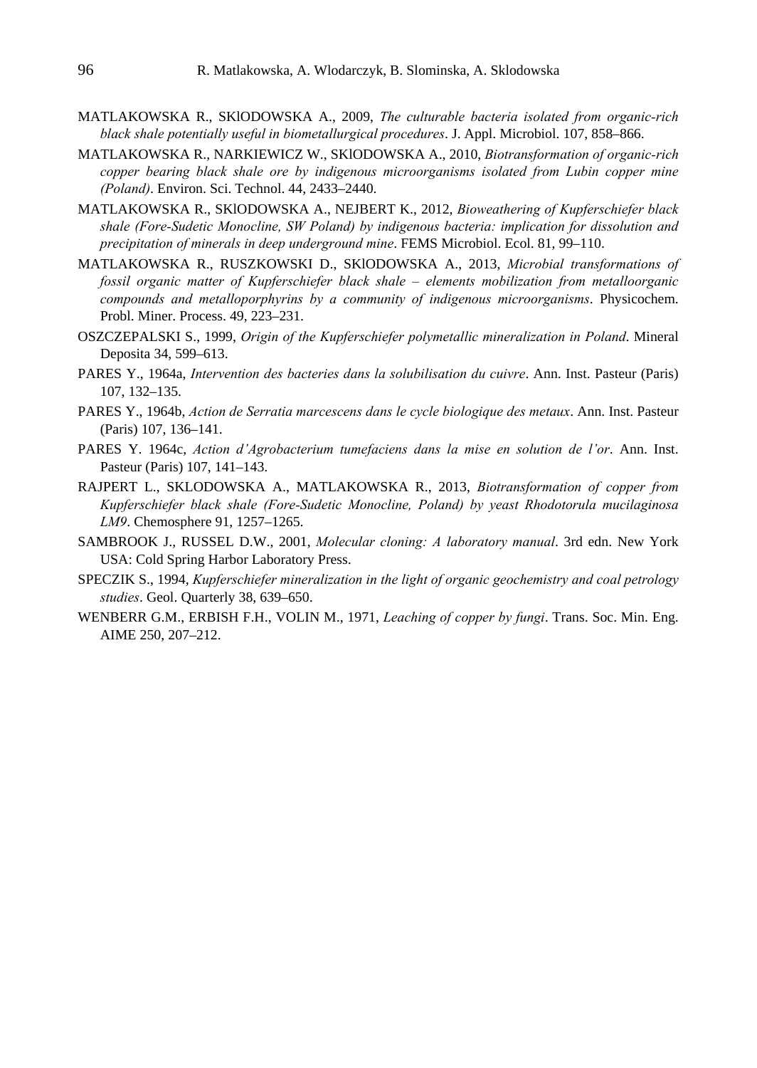MATLAKOWSKA R., SKlODOWSKA A., 2009, *The culturable bacteria isolated from organic-rich black shale potentially useful in biometallurgical procedures*. J. Appl. Microbiol. 107, 858–866.

MATLAKOWSKA R., NARKIEWICZ W., SKlODOWSKA A., 2010, *Biotransformation of organic-rich copper bearing black shale ore by indigenous microorganisms isolated from Lubin copper mine (Poland)*. Environ. Sci. Technol. 44, 2433–2440.

MATLAKOWSKA R., SKlODOWSKA A., NEJBERT K., 2012, *Bioweathering of Kupferschiefer black shale (Fore-Sudetic Monocline, SW Poland) by indigenous bacteria: implication for dissolution and precipitation of minerals in deep underground mine*. FEMS Microbiol. Ecol. 81, 99–110.

MATLAKOWSKA R., RUSZKOWSKI D., SKlODOWSKA A., 2013, *Microbial transformations of fossil organic matter of Kupferschiefer black shale – elements mobilization from metalloorganic compounds and metalloporphyrins by a community of indigenous microorganisms*. Physicochem. Probl. Miner. Process. 49, 223–231.

OSZCZEPALSKI S., 1999, *Origin of the Kupferschiefer polymetallic mineralization in Poland*. Mineral Deposita 34, 599–613.

PARES Y., 1964a, *Intervention des bacteries dans la solubilisation du cuivre*. Ann. Inst. Pasteur (Paris) 107, 132–135.

PARES Y., 1964b, *Action de Serratia marcescens dans le cycle biologique des metaux*. Ann. Inst. Pasteur (Paris) 107, 136–141.

PARES Y. 1964c, *Action d'Agrobacterium tumefaciens dans la mise en solution de l'or*. Ann. Inst. Pasteur (Paris) 107, 141–143.

RAJPERT L., SKLODOWSKA A., MATLAKOWSKA R., 2013, *Biotransformation of copper from Kupferschiefer black shale (Fore-Sudetic Monocline, Poland) by yeast Rhodotorula mucilaginosa LM9*. Chemosphere 91, 1257–1265.

SAMBROOK J., RUSSEL D.W., 2001, *Molecular cloning: A laboratory manual*. 3rd edn. New York USA: Cold Spring Harbor Laboratory Press.

SPECZIK S., 1994, *Kupferschiefer mineralization in the light of organic geochemistry and coal petrology studies*. Geol. Quarterly 38, 639–650.

WENBERR G.M., ERBISH F.H., VOLIN M., 1971, *Leaching of copper by fungi*. Trans. Soc. Min. Eng. AIME 250, 207–212.